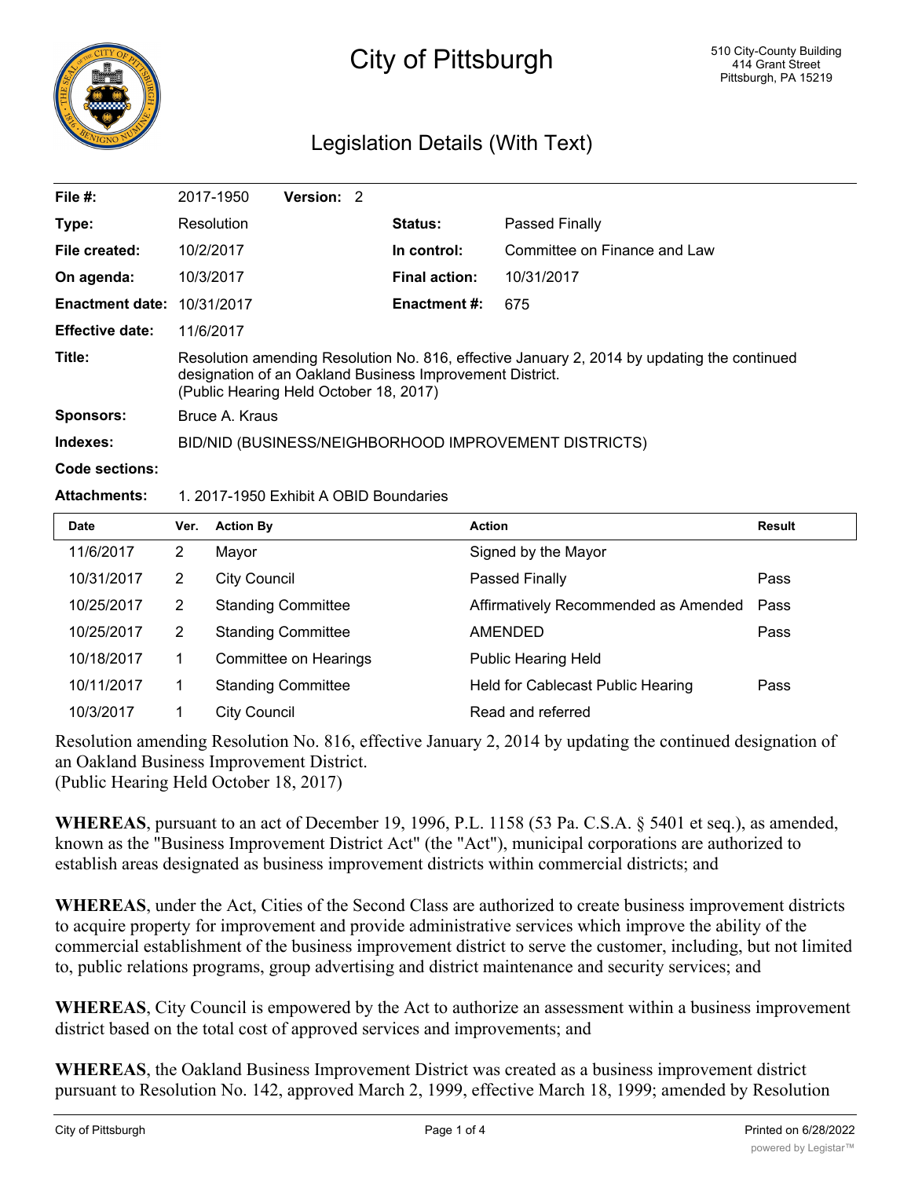# City of Pittsburgh

510 City-County Building
414 Grant Street
Pittsburgh, PA 15219

## Legislation Details (With Text)

| | | | |
|---|---|---|---|
| **File #:** | 2017-1950 **Version:** 2 | | |
| **Type:** | Resolution | **Status:** | Passed Finally |
| **File created:** | 10/2/2017 | **In control:** | Committee on Finance and Law |
| **On agenda:** | 10/3/2017 | **Final action:** | 10/31/2017 |
| **Enactment date:** | 10/31/2017 | **Enactment #:** | 675 |
| **Effective date:** | 11/6/2017 | | |

**Title:** Resolution amending Resolution No. 816, effective January 2, 2014 by updating the continued designation of an Oakland Business Improvement District.
(Public Hearing Held October 18, 2017)

**Sponsors:** Bruce A. Kraus

**Indexes:** BID/NID (BUSINESS/NEIGHBORHOOD IMPROVEMENT DISTRICTS)

**Code sections:**

**Attachments:** 1. 2017-1950 Exhibit A OBID Boundaries

| Date | Ver. | Action By | Action | Result |
|---|---|---|---|---|
| 11/6/2017 | 2 | Mayor | Signed by the Mayor | |
| 10/31/2017 | 2 | City Council | Passed Finally | Pass |
| 10/25/2017 | 2 | Standing Committee | Affirmatively Recommended as Amended | Pass |
| 10/25/2017 | 2 | Standing Committee | AMENDED | Pass |
| 10/18/2017 | 1 | Committee on Hearings | Public Hearing Held | |
| 10/11/2017 | 1 | Standing Committee | Held for Cablecast Public Hearing | Pass |
| 10/3/2017 | 1 | City Council | Read and referred | |

Resolution amending Resolution No. 816, effective January 2, 2014 by updating the continued designation of an Oakland Business Improvement District.
(Public Hearing Held October 18, 2017)

**WHEREAS**, pursuant to an act of December 19, 1996, P.L. 1158 (53 Pa. C.S.A. § 5401 et seq.), as amended, known as the "Business Improvement District Act" (the "Act"), municipal corporations are authorized to establish areas designated as business improvement districts within commercial districts; and

**WHEREAS**, under the Act, Cities of the Second Class are authorized to create business improvement districts to acquire property for improvement and provide administrative services which improve the ability of the commercial establishment of the business improvement district to serve the customer, including, but not limited to, public relations programs, group advertising and district maintenance and security services; and

**WHEREAS**, City Council is empowered by the Act to authorize an assessment within a business improvement district based on the total cost of approved services and improvements; and

**WHEREAS**, the Oakland Business Improvement District was created as a business improvement district pursuant to Resolution No. 142, approved March 2, 1999, effective March 18, 1999; amended by Resolution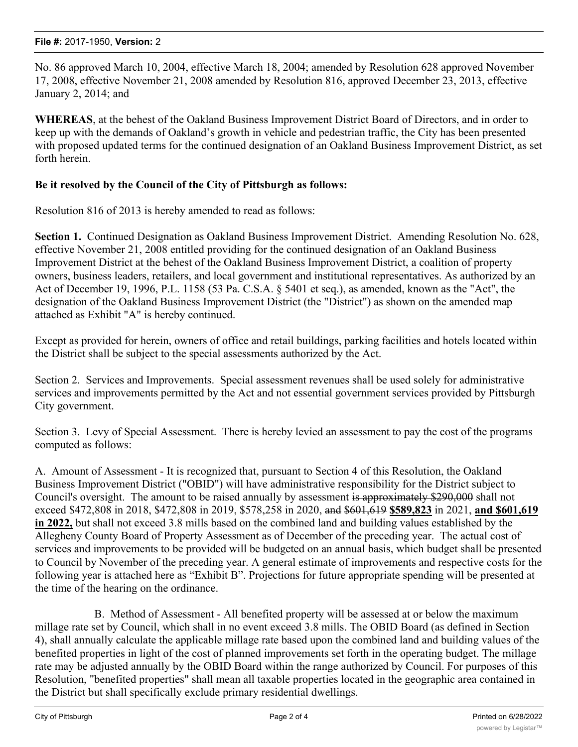No. 86 approved March 10, 2004, effective March 18, 2004; amended by Resolution 628 approved November 17, 2008, effective November 21, 2008 amended by Resolution 816, approved December 23, 2013, effective January 2, 2014; and

**WHEREAS**, at the behest of the Oakland Business Improvement District Board of Directors, and in order to keep up with the demands of Oakland's growth in vehicle and pedestrian traffic, the City has been presented with proposed updated terms for the continued designation of an Oakland Business Improvement District, as set forth herein.

**Be it resolved by the Council of the City of Pittsburgh as follows:**

Resolution 816 of 2013 is hereby amended to read as follows:

**Section 1.** Continued Designation as Oakland Business Improvement District. Amending Resolution No. 628, effective November 21, 2008 entitled providing for the continued designation of an Oakland Business Improvement District at the behest of the Oakland Business Improvement District, a coalition of property owners, business leaders, retailers, and local government and institutional representatives. As authorized by an Act of December 19, 1996, P.L. 1158 (53 Pa. C.S.A. § 5401 et seq.), as amended, known as the "Act", the designation of the Oakland Business Improvement District (the "District") as shown on the amended map attached as Exhibit "A" is hereby continued.

Except as provided for herein, owners of office and retail buildings, parking facilities and hotels located within the District shall be subject to the special assessments authorized by the Act.

Section 2. Services and Improvements. Special assessment revenues shall be used solely for administrative services and improvements permitted by the Act and not essential government services provided by Pittsburgh City government.

Section 3. Levy of Special Assessment. There is hereby levied an assessment to pay the cost of the programs computed as follows:

A. Amount of Assessment - It is recognized that, pursuant to Section 4 of this Resolution, the Oakland Business Improvement District ("OBID") will have administrative responsibility for the District subject to Council's oversight. The amount to be raised annually by assessment ~~is approximately $290,000~~ shall not exceed $472,808 in 2018, $472,808 in 2019, $578,258 in 2020, ~~and $601,619~~ **$589,823** in 2021, **and $601,619 in 2022,** but shall not exceed 3.8 mills based on the combined land and building values established by the Allegheny County Board of Property Assessment as of December of the preceding year. The actual cost of services and improvements to be provided will be budgeted on an annual basis, which budget shall be presented to Council by November of the preceding year. A general estimate of improvements and respective costs for the following year is attached here as "Exhibit B". Projections for future appropriate spending will be presented at the time of the hearing on the ordinance.

B. Method of Assessment - All benefited property will be assessed at or below the maximum millage rate set by Council, which shall in no event exceed 3.8 mills. The OBID Board (as defined in Section 4), shall annually calculate the applicable millage rate based upon the combined land and building values of the benefited properties in light of the cost of planned improvements set forth in the operating budget. The millage rate may be adjusted annually by the OBID Board within the range authorized by Council. For purposes of this Resolution, "benefited properties" shall mean all taxable properties located in the geographic area contained in the District but shall specifically exclude primary residential dwellings.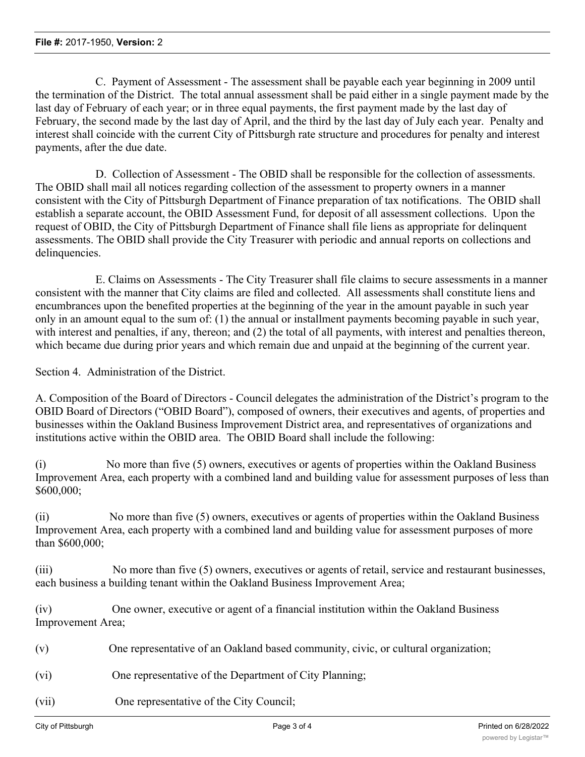C. Payment of Assessment - The assessment shall be payable each year beginning in 2009 until the termination of the District. The total annual assessment shall be paid either in a single payment made by the last day of February of each year; or in three equal payments, the first payment made by the last day of February, the second made by the last day of April, and the third by the last day of July each year. Penalty and interest shall coincide with the current City of Pittsburgh rate structure and procedures for penalty and interest payments, after the due date.

D. Collection of Assessment - The OBID shall be responsible for the collection of assessments. The OBID shall mail all notices regarding collection of the assessment to property owners in a manner consistent with the City of Pittsburgh Department of Finance preparation of tax notifications. The OBID shall establish a separate account, the OBID Assessment Fund, for deposit of all assessment collections. Upon the request of OBID, the City of Pittsburgh Department of Finance shall file liens as appropriate for delinquent assessments. The OBID shall provide the City Treasurer with periodic and annual reports on collections and delinquencies.

E. Claims on Assessments - The City Treasurer shall file claims to secure assessments in a manner consistent with the manner that City claims are filed and collected. All assessments shall constitute liens and encumbrances upon the benefited properties at the beginning of the year in the amount payable in such year only in an amount equal to the sum of: (1) the annual or installment payments becoming payable in such year, with interest and penalties, if any, thereon; and (2) the total of all payments, with interest and penalties thereon, which became due during prior years and which remain due and unpaid at the beginning of the current year.

Section 4. Administration of the District.

A. Composition of the Board of Directors - Council delegates the administration of the District's program to the OBID Board of Directors ("OBID Board"), composed of owners, their executives and agents, of properties and businesses within the Oakland Business Improvement District area, and representatives of organizations and institutions active within the OBID area. The OBID Board shall include the following:

(i) No more than five (5) owners, executives or agents of properties within the Oakland Business Improvement Area, each property with a combined land and building value for assessment purposes of less than \$600,000;

(ii) No more than five (5) owners, executives or agents of properties within the Oakland Business Improvement Area, each property with a combined land and building value for assessment purposes of more than \$600,000;

(iii) No more than five (5) owners, executives or agents of retail, service and restaurant businesses, each business a building tenant within the Oakland Business Improvement Area;

(iv) One owner, executive or agent of a financial institution within the Oakland Business Improvement Area;

(v) One representative of an Oakland based community, civic, or cultural organization;

(vi) One representative of the Department of City Planning;

(vii) One representative of the City Council;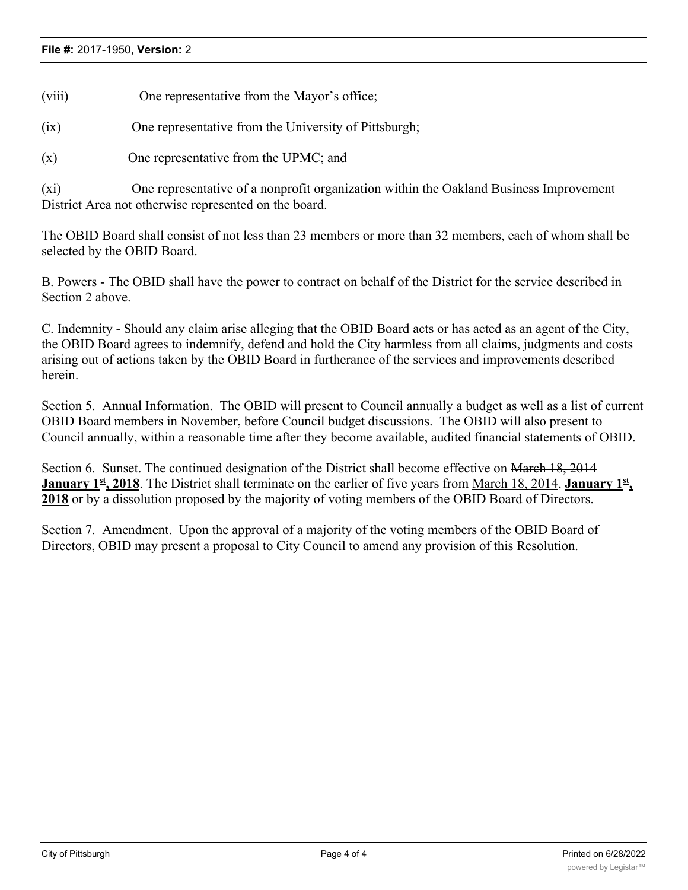(viii) One representative from the Mayor's office;

(ix) One representative from the University of Pittsburgh;

(x) One representative from the UPMC; and

(xi) One representative of a nonprofit organization within the Oakland Business Improvement District Area not otherwise represented on the board.

The OBID Board shall consist of not less than 23 members or more than 32 members, each of whom shall be selected by the OBID Board.

B. Powers - The OBID shall have the power to contract on behalf of the District for the service described in Section 2 above.

C. Indemnity - Should any claim arise alleging that the OBID Board acts or has acted as an agent of the City, the OBID Board agrees to indemnify, defend and hold the City harmless from all claims, judgments and costs arising out of actions taken by the OBID Board in furtherance of the services and improvements described herein.

Section 5. Annual Information. The OBID will present to Council annually a budget as well as a list of current OBID Board members in November, before Council budget discussions. The OBID will also present to Council annually, within a reasonable time after they become available, audited financial statements of OBID.

Section 6. Sunset. The continued designation of the District shall become effective on ~~March 18, 2014~~ **January 1st, 2018**. The District shall terminate on the earlier of five years from ~~March 18, 2014~~, **January 1st, 2018** or by a dissolution proposed by the majority of voting members of the OBID Board of Directors.

Section 7. Amendment. Upon the approval of a majority of the voting members of the OBID Board of Directors, OBID may present a proposal to City Council to amend any provision of this Resolution.